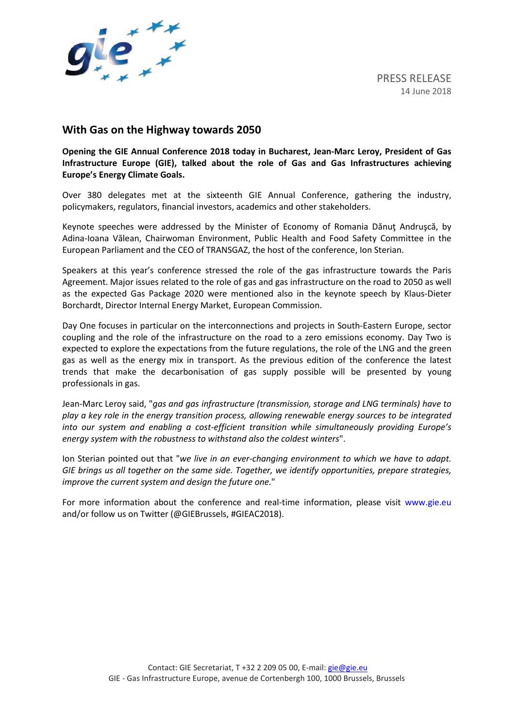PRESS RELEASE
14 June 2018

# With Gas on the Highway towards 2050

**Opening the GIE Annual Conference 2018 today in Bucharest, Jean-Marc Leroy, President of Gas Infrastructure Europe (GIE), talked about the role of Gas and Gas Infrastructures achieving Europe's Energy Climate Goals.**

Over 380 delegates met at the sixteenth GIE Annual Conference, gathering the industry, policymakers, regulators, financial investors, academics and other stakeholders.

Keynote speeches were addressed by the Minister of Economy of Romania Dănuţ Andruşcă, by Adina-Ioana Vălean, Chairwoman Environment, Public Health and Food Safety Committee in the European Parliament and the CEO of TRANSGAZ, the host of the conference, Ion Sterian.

Speakers at this year's conference stressed the role of the gas infrastructure towards the Paris Agreement. Major issues related to the role of gas and gas infrastructure on the road to 2050 as well as the expected Gas Package 2020 were mentioned also in the keynote speech by Klaus-Dieter Borchardt, Director Internal Energy Market, European Commission.

Day One focuses in particular on the interconnections and projects in South-Eastern Europe, sector coupling and the role of the infrastructure on the road to a zero emissions economy. Day Two is expected to explore the expectations from the future regulations, the role of the LNG and the green gas as well as the energy mix in transport. As the previous edition of the conference the latest trends that make the decarbonisation of gas supply possible will be presented by young professionals in gas.

Jean-Marc Leroy said, "*gas and gas infrastructure (transmission, storage and LNG terminals) have to play a key role in the energy transition process, allowing renewable energy sources to be integrated into our system and enabling a cost-efficient transition while simultaneously providing Europe's energy system with the robustness to withstand also the coldest winters*".

Ion Sterian pointed out that "*we live in an ever-changing environment to which we have to adapt. GIE brings us all together on the same side. Together, we identify opportunities, prepare strategies, improve the current system and design the future one.*"

For more information about the conference and real-time information, please visit www.gie.eu and/or follow us on Twitter (@GIEBrussels, #GIEAC2018).

Contact: GIE Secretariat, T +32 2 209 05 00, E-mail: gie@gie.eu
GIE - Gas Infrastructure Europe, avenue de Cortenbergh 100, 1000 Brussels, Brussels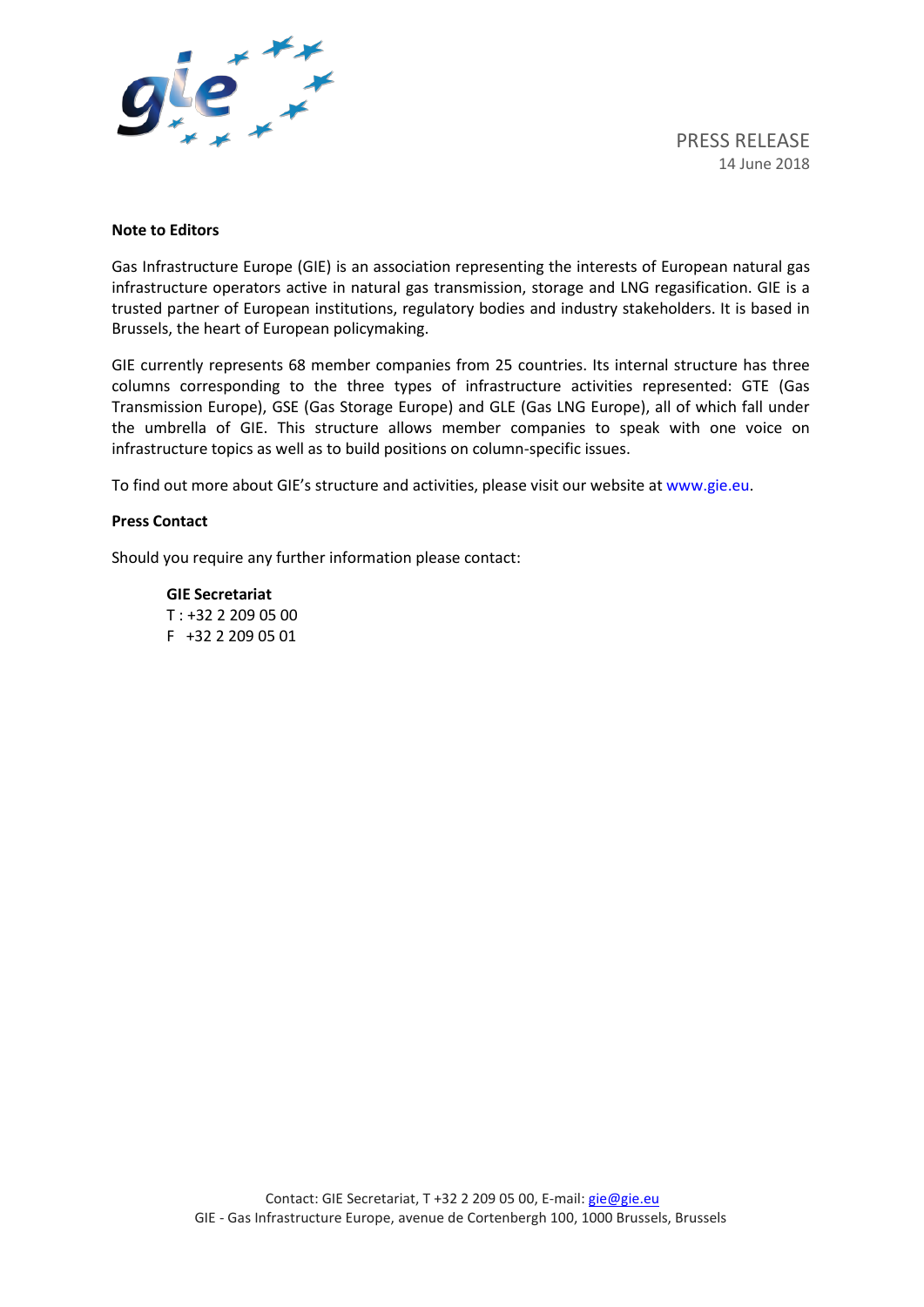PRESS RELEASE
14 June 2018

**Note to Editors**

Gas Infrastructure Europe (GIE) is an association representing the interests of European natural gas infrastructure operators active in natural gas transmission, storage and LNG regasification. GIE is a trusted partner of European institutions, regulatory bodies and industry stakeholders. It is based in Brussels, the heart of European policymaking.

GIE currently represents 68 member companies from 25 countries. Its internal structure has three columns corresponding to the three types of infrastructure activities represented: GTE (Gas Transmission Europe), GSE (Gas Storage Europe) and GLE (Gas LNG Europe), all of which fall under the umbrella of GIE. This structure allows member companies to speak with one voice on infrastructure topics as well as to build positions on column-specific issues.

To find out more about GIE's structure and activities, please visit our website at www.gie.eu.

**Press Contact**

Should you require any further information please contact:

**GIE Secretariat**
T : +32 2 209 05 00
F +32 2 209 05 01

Contact: GIE Secretariat, T +32 2 209 05 00, E-mail: gie@gie.eu
GIE - Gas Infrastructure Europe, avenue de Cortenbergh 100, 1000 Brussels, Brussels